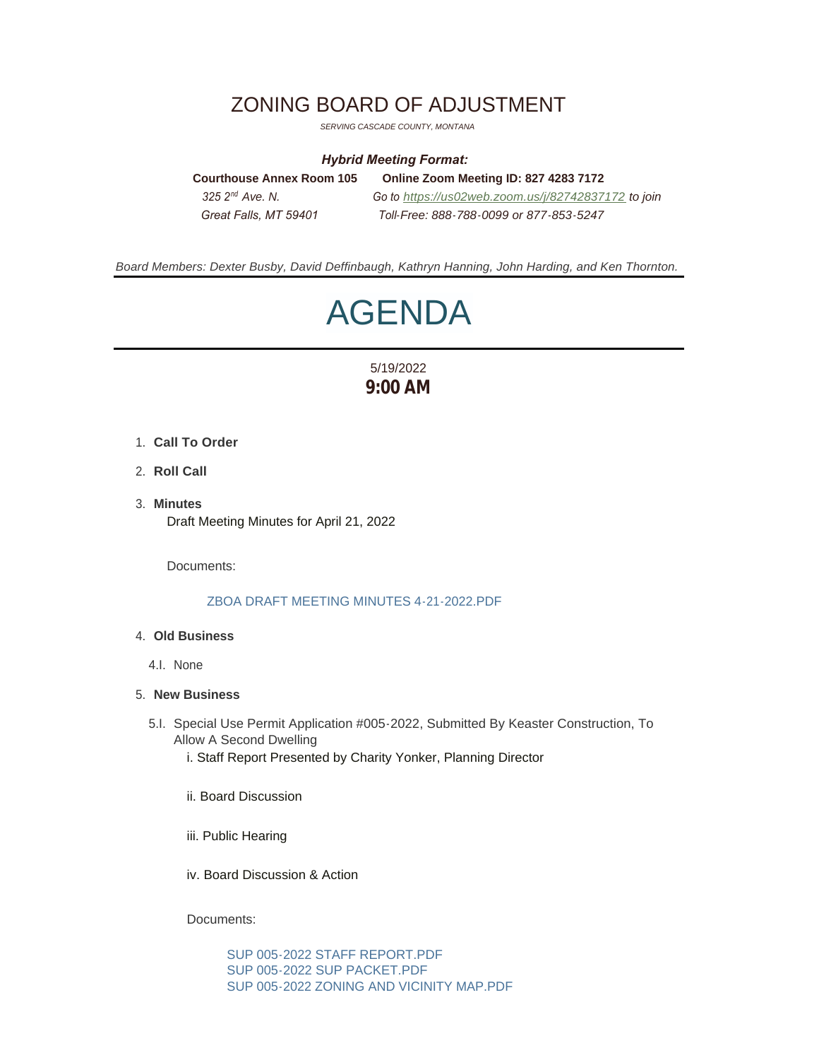# ZONING BOARD OF ADJUSTMENT

*SERVING CASCADE COUNTY, MONTANA*

***Hybrid Meeting Format:***

**Courthouse Annex Room 105**
*325 2nd Ave. N.*
*Great Falls, MT 59401*

**Online Zoom Meeting ID: 827 4283 7172**
*Go to https://us02web.zoom.us/j/82742837172 to join*
*Toll-Free: 888-788-0099 or 877-853-5247*

*Board Members: Dexter Busby, David Deffinbaugh, Kathryn Hanning, John Harding, and Ken Thornton.*

# AGENDA

5/19/2022
**9:00 AM**

1. **Call To Order**
2. **Roll Call**
3. **Minutes**
   Draft Meeting Minutes for April 21, 2022

   Documents:

   ZBOA DRAFT MEETING MINUTES 4-21-2022.PDF

4. **Old Business**
   4.I. None
5. **New Business**
   5.I. Special Use Permit Application #005-2022, Submitted By Keaster Construction, To Allow A Second Dwelling
   i. Staff Report Presented by Charity Yonker, Planning Director

   ii. Board Discussion

   iii. Public Hearing

   iv. Board Discussion & Action

   Documents:

   SUP 005-2022 STAFF REPORT.PDF
   SUP 005-2022 SUP PACKET.PDF
   SUP 005-2022 ZONING AND VICINITY MAP.PDF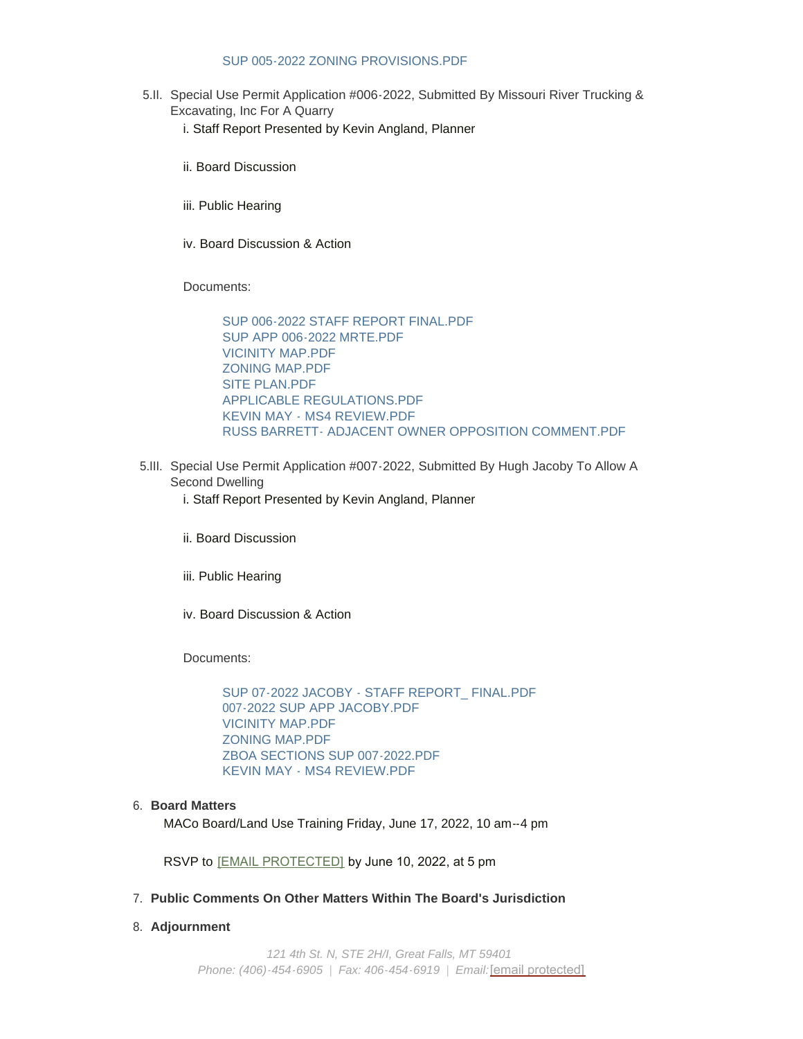SUP 005-2022 ZONING PROVISIONS.PDF

5.II. Special Use Permit Application #006-2022, Submitted By Missouri River Trucking & Excavating, Inc For A Quarry

i. Staff Report Presented by Kevin Angland, Planner

ii. Board Discussion

iii. Public Hearing

iv. Board Discussion & Action

Documents:

SUP 006-2022 STAFF REPORT FINAL.PDF
SUP APP 006-2022 MRTE.PDF
VICINITY MAP.PDF
ZONING MAP.PDF
SITE PLAN.PDF
APPLICABLE REGULATIONS.PDF
KEVIN MAY - MS4 REVIEW.PDF
RUSS BARRETT- ADJACENT OWNER OPPOSITION COMMENT.PDF

5.III. Special Use Permit Application #007-2022, Submitted By Hugh Jacoby To Allow A Second Dwelling

i. Staff Report Presented by Kevin Angland, Planner

ii. Board Discussion

iii. Public Hearing

iv. Board Discussion & Action

Documents:

SUP 07-2022 JACOBY - STAFF REPORT_ FINAL.PDF
007-2022 SUP APP JACOBY.PDF
VICINITY MAP.PDF
ZONING MAP.PDF
ZBOA SECTIONS SUP 007-2022.PDF
KEVIN MAY - MS4 REVIEW.PDF

6. **Board Matters**

MACo Board/Land Use Training Friday, June 17, 2022, 10 am--4 pm

RSVP to [EMAIL PROTECTED] by June 10, 2022, at 5 pm

7. **Public Comments On Other Matters Within The Board's Jurisdiction**

8. **Adjournment**

*121 4th St. N, STE 2H/I, Great Falls, MT 59401*
*Phone: (406)-454-6905 | Fax: 406-454-6919 | Email:* [email protected]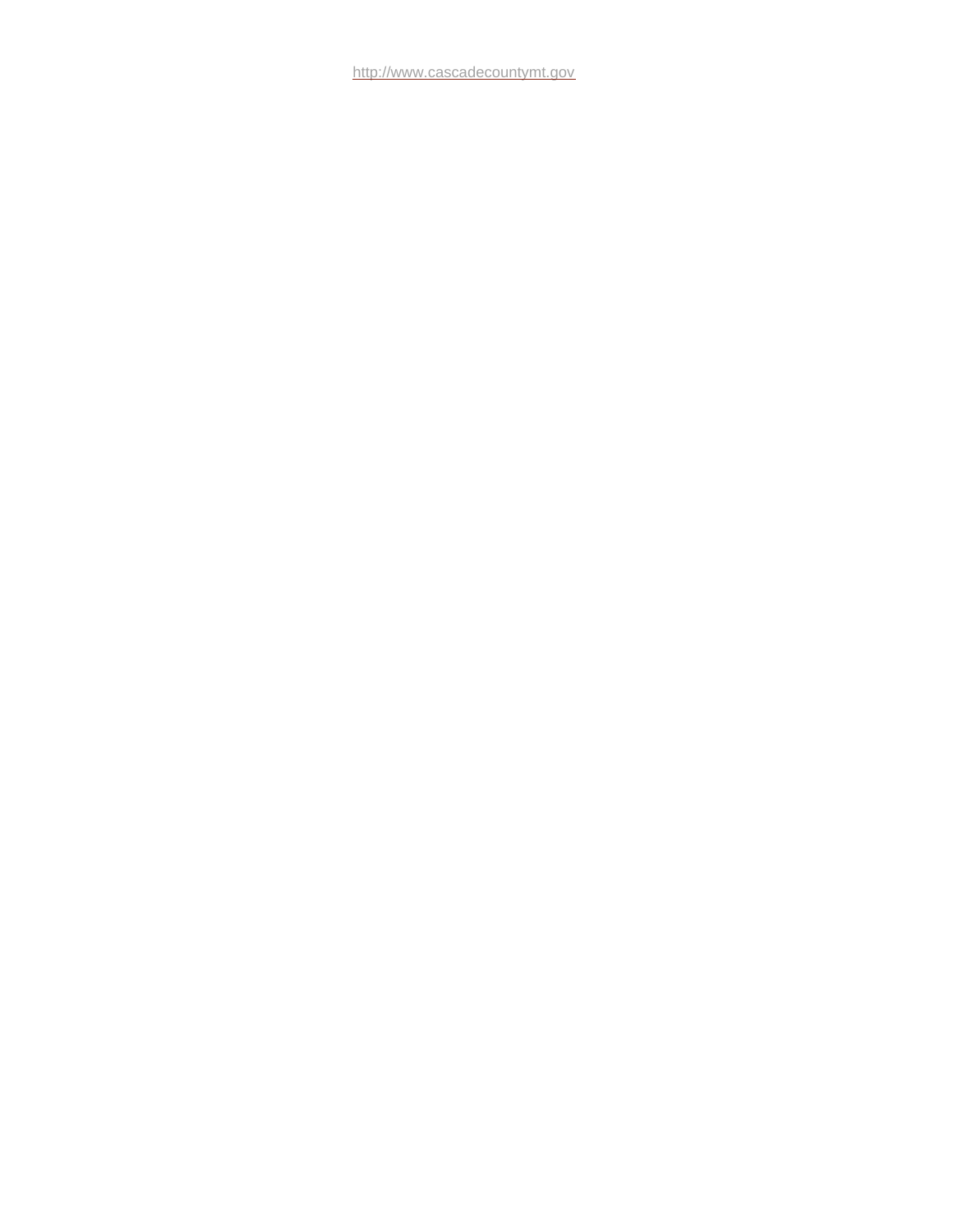http://www.cascadecountymt.gov